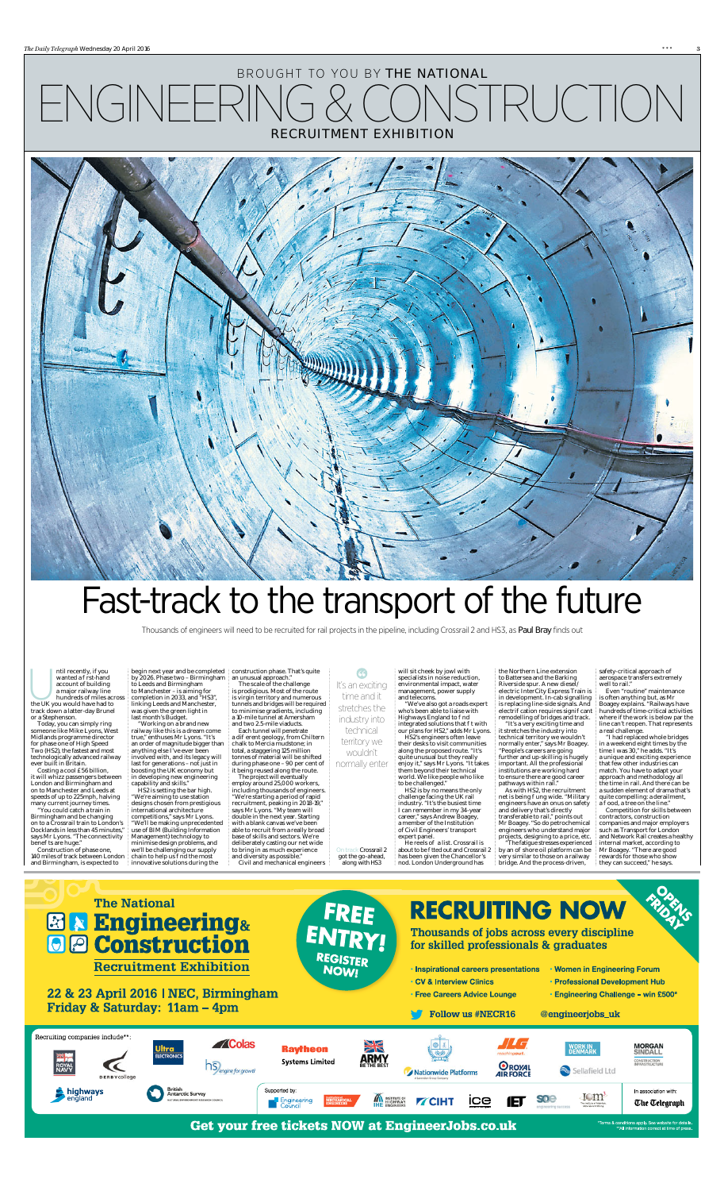BROUGHT TO YOU BY THE NATIONAL

# ENGINEERING & CONSTRUCTION

RECRUITMENT EXHIBITION

# Fast-track to the transport of the future

Thousands of engineers will need to be recruited for rail projects in the pipeline, including Crossrail 2 and HS3, as **Paul Bray** finds out

Until recently, if you wanted a first-hand account of building a major railway line hundreds of miles across the UK you would have had to track down a latter-day Brunel or a Stephenson.

Today, you can simply ring someone like Mike Lyons, West Midlands programme director for phase one of High Speed Two (HS2), the fastest and most technologically advanced railway ever built in Britain.

Costing a cool £56 billion, it will whizz passengers between London and Birmingham and on to Manchester and Leeds at speeds of up to 225mph, halving many current journey times.

"You could catch a train in Birmingham and be changing on to a Crossrail train to London's Docklands in less than 45 minutes," says Mr Lyons. "The connectivity benefits are huge."

Construction of phase one, 140 miles of track between London and Birmingham, is expected to begin next year and be completed by 2026. Phase two – Birmingham to Leeds and Birmingham to Manchester – is aiming for completion in 2033, and "HS3", linking Leeds and Manchester, was given the green light in last month's Budget.

"Working on a brand new railway like this is a dream come true," enthuses Mr Lyons. "It's an order of magnitude bigger than anything else I've ever been involved with, and its legacy will last for generations – not just in boosting the UK economy but in developing new engineering capability and skills."

HS2 is setting the bar high. "We're aiming to use station designs chosen from prestigious international architecture competitions," says Mr Lyons. "We'll be making unprecedented use of BIM (Building Information Management) technology to minimise design problems, and we'll be challenging our supply chain to help us find the most innovative solutions during the construction phase. That's quite an unusual approach."

The scale of the challenge is prodigious. Most of the route is virgin territory and numerous tunnels and bridges will be required to minimise gradients, including a 10-mile tunnel at Amersham and two 2.5-mile viaducts.

Each tunnel will penetrate a different geology, from Chiltern chalk to Mercia mudstone; in total, a staggering 125 million tonnes of material will be shifted during phase one – 90 per cent of it being reused along the route.

The project will eventually employ around 25,000 workers, including thousands of engineers. "We're starting a period of rapid recruitment, peaking in 2018-19," says Mr Lyons. "My team will double in the next year. Starting with a blank canvas we've been able to recruit from a really broad base of skills and sectors. We're deliberately casting our net wide to bring in as much experience and diversity as possible."

Civil and mechanical engineers will sit cheek by jowl with specialists in noise reduction, environmental impact, water management, power supply and telecoms.

"We've also got a roads expert who's been able to liaise with Highways England to find integrated solutions that fit with our plans for HS2," adds Mr Lyons.

HS2's engineers often leave their desks to visit communities along the proposed route. "It's quite unusual but they really enjoy it," says Mr Lyons. "It takes them beyond their technical world. We like people who like to be challenged."

HS2 is by no means the only challenge facing the UK rail industry. "It's the busiest time I can remember in my 34-year career," says Andrew Boagey, a member of the Institution of Civil Engineers' transport expert panel.

He reels off a list. Crossrail is about to be fitted out and Crossrail 2 has been given the Chancellor's nod. London Underground has the Northern Line extension to Battersea and the Barking Riverside spur. A new diesel/electric InterCity Express Train is in development. In-cab signalling is replacing line-side signals. And electrification requires significant remodelling of bridges and track.

"It's a very exciting time and it stretches the industry into technical territory we wouldn't normally enter," says Mr Boagey. "People's careers are going further and up-skilling is hugely important. All the professional institutions are working hard to ensure there are good career pathways within rail."

As with HS2, the recruitment net is being flung wide. "Military engineers have an onus on safety and delivery that's directly transferable to rail," points out Mr Boagey. "So do petrochemical engineers who understand major projects, designing to a price, etc.

"The fatigue stresses experienced by an offshore oil platform can be very similar to those on a railway bridge. And the process-driven, safety-critical approach of aerospace transfers extremely well to rail."

Even "routine" maintenance is often anything but, as Mr Boagey explains. "Railways have hundreds of time-critical activities where if the work is below par the line can't reopen. That represents a real challenge.

"I had replaced whole bridges in a weekend eight times by the time I was 30," he adds. "It's a unique and exciting experience that few other industries can match. You have to adapt your approach and methodology all the time in rail. And there can be a sudden element of drama that's quite compelling: a derailment, a flood, a tree on the line."

Competition for skills between contractors, construction companies and major employers such as Transport for London and Network Rail creates a healthy internal market, according to Mr Boagey. "There are good rewards for those who show they can succeed," he says.

> It's an exciting time and it stretches the industry into technical territory we wouldn't normally enter

On track Crossrail 2 got the go-ahead, along with HS3

---

**The National Engineering & Construction Recruitment Exhibition**

**22 & 23 April 2016 | NEC, Birmingham**
**Friday & Saturday: 11am – 4pm**

**FREE ENTRY! REGISTER NOW!**

**OPENS FRIDAY**

# RECRUITING NOW

**Thousands of jobs across every discipline for skilled professionals & graduates**

- Inspirational careers presentations
- CV & Interview Clinics
- Free Careers Advice Lounge
- Women in Engineering Forum
- Professional Development Hub
- Engineering Challenge – win £500*

Follow us #NECR16 @engineerjobs_uk

Recruiting companies include**: Royal Navy, Derby College, Ultra Electronics, hs2 engine for growth, Colas, Raytheon Systems Limited, Army Be The Best, Nationwide Platforms, JLG, Royal Air Force, Work in Denmark, Sellafield Ltd, Morgan Sindall, Highways England, British Antarctic Survey

Supported by: Engineering Council, Mechanical Engineers, Institute of Highway Engineers, CIHT, ICE, IET, SOE, IoM3

In association with: The Telegraph

**Get your free tickets NOW at EngineerJobs.co.uk**

*Terms & conditions apply. See website for details.
**All information correct at time of press.